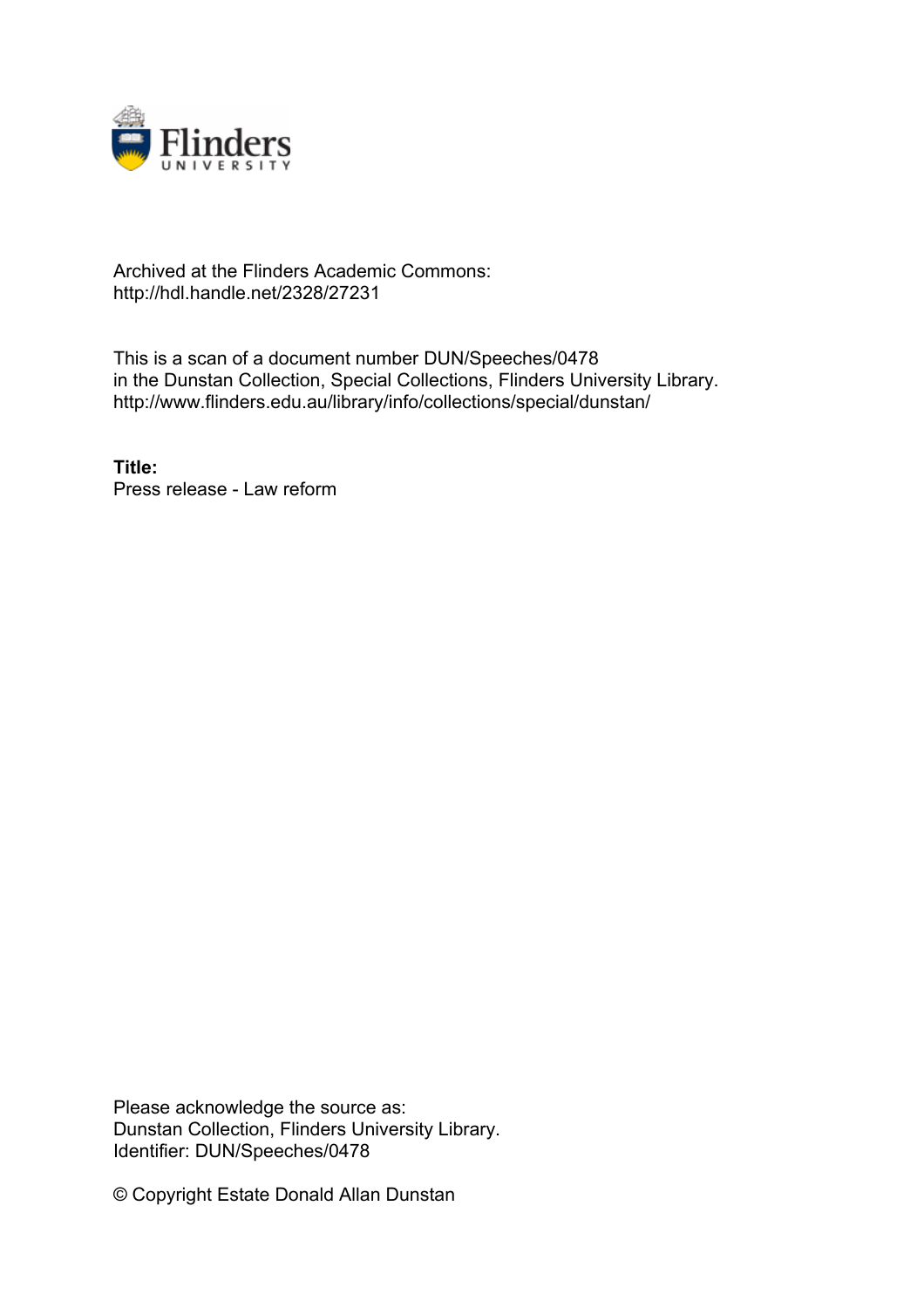Archived at the Flinders Academic Commons:
http://hdl.handle.net/2328/27231

This is a scan of a document number DUN/Speeches/0478
in the Dunstan Collection, Special Collections, Flinders University Library.
http://www.flinders.edu.au/library/info/collections/special/dunstan/

**Title:**
Press release - Law reform

Please acknowledge the source as:
Dunstan Collection, Flinders University Library.
Identifier: DUN/Speeches/0478

© Copyright Estate Donald Allan Dunstan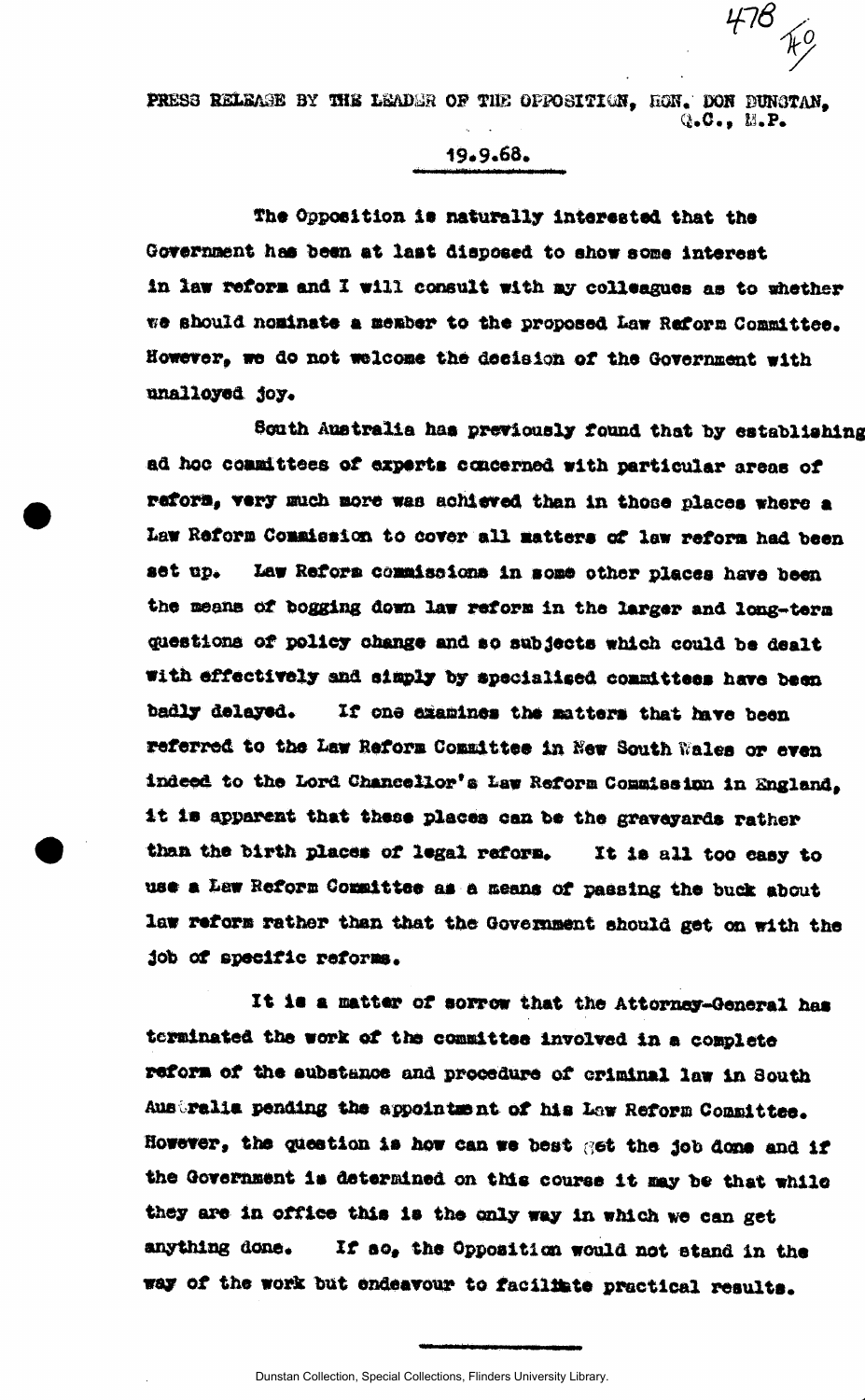PRESS RELEASE BY THE LEADER OF THE OPPOSITION, HON. DON DUNSTAN, Q.C., M.P.

19.9.68.

The Opposition is naturally interested that the Government has been at last disposed to show some interest in law reform and I will consult with my colleagues as to whether we should nominate a member to the proposed Law Reform Committee. However, we do not welcome the decision of the Government with unalloyed joy.

South Australia has previously found that by establishing ad hoc committees of experts concerned with particular areas of reform, very much more was achieved than in those places where a Law Reform Commission to cover all matters of law reform had been set up. Law Reform commissions in some other places have been the means of bogging down law reform in the larger and long-term questions of policy change and so subjects which could be dealt with effectively and simply by specialised committees have been badly delayed. If one examines the matters that have been referred to the Law Reform Committee in New South Wales or even indeed to the Lord Chancellor's Law Reform Commission in England, it is apparent that these places can be the graveyards rather than the birth places of legal reform. It is all too easy to use a Law Reform Committee as a means of passing the buck about law reform rather than that the Government should get on with the job of specific reforms.

It is a matter of sorrow that the Attorney-General has terminated the work of the committee involved in a complete reform of the substance and procedure of criminal law in South Australia pending the appointment of his Law Reform Committee. However, the question is how can we best get the job done and if the Government is determined on this course it may be that while they are in office this is the only way in which we can get anything done. If so, the Opposition would not stand in the way of the work but endeavour to facilitate practical results.